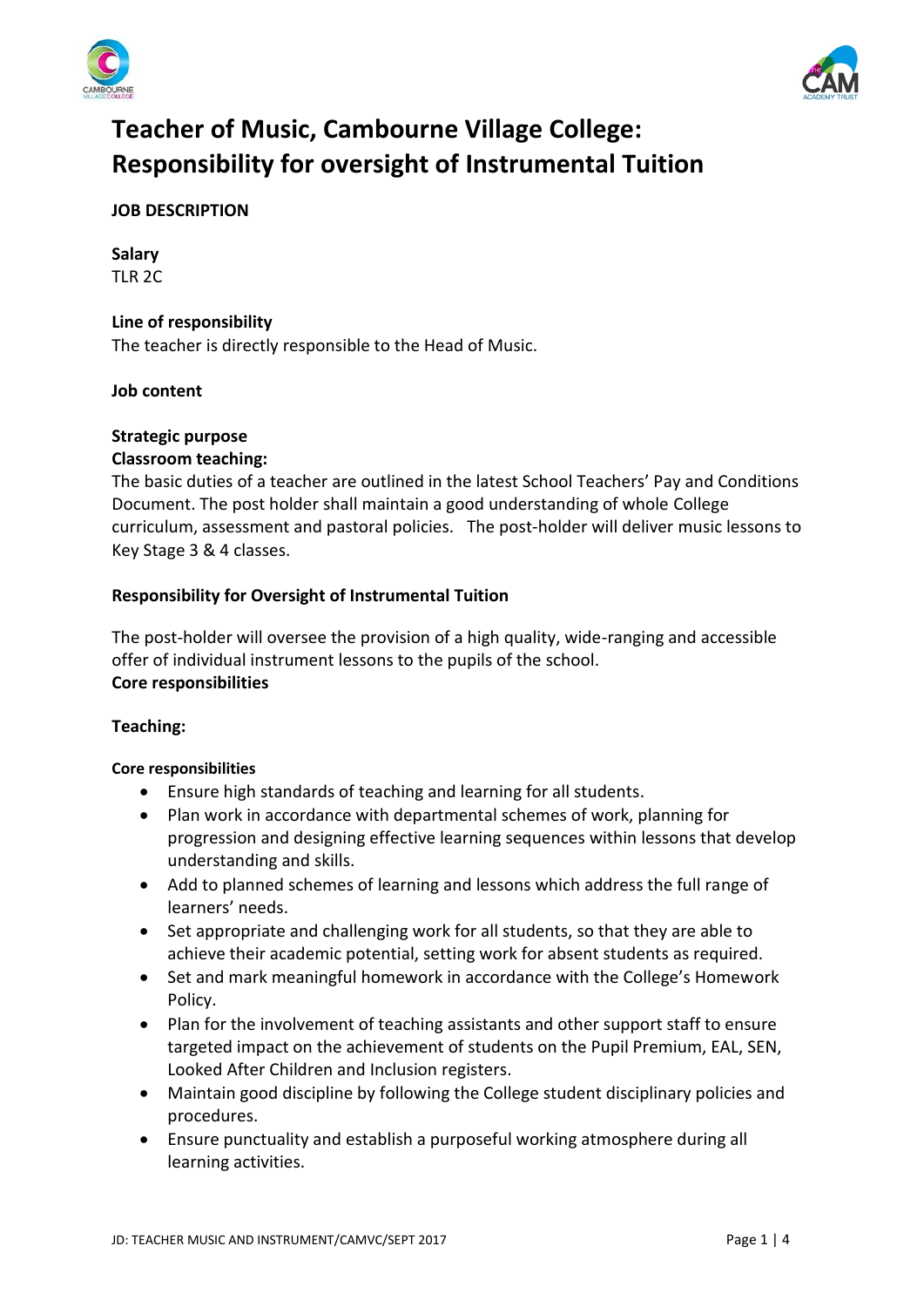# Teacher of Music, Cambourne Village College: Responsibility for oversight of Instrumental Tuition

**JOB DESCRIPTION**

**Salary**
TLR 2C

**Line of responsibility**
The teacher is directly responsible to the Head of Music.

**Job content**

**Strategic purpose**
**Classroom teaching:**
The basic duties of a teacher are outlined in the latest School Teachers' Pay and Conditions Document. The post holder shall maintain a good understanding of whole College curriculum, assessment and pastoral policies. The post-holder will deliver music lessons to Key Stage 3 & 4 classes.

**Responsibility for Oversight of Instrumental Tuition**

The post-holder will oversee the provision of a high quality, wide-ranging and accessible offer of individual instrument lessons to the pupils of the school.
**Core responsibilities**

**Teaching:**

**Core responsibilities**

- Ensure high standards of teaching and learning for all students.
- Plan work in accordance with departmental schemes of work, planning for progression and designing effective learning sequences within lessons that develop understanding and skills.
- Add to planned schemes of learning and lessons which address the full range of learners' needs.
- Set appropriate and challenging work for all students, so that they are able to achieve their academic potential, setting work for absent students as required.
- Set and mark meaningful homework in accordance with the College's Homework Policy.
- Plan for the involvement of teaching assistants and other support staff to ensure targeted impact on the achievement of students on the Pupil Premium, EAL, SEN, Looked After Children and Inclusion registers.
- Maintain good discipline by following the College student disciplinary policies and procedures.
- Ensure punctuality and establish a purposeful working atmosphere during all learning activities.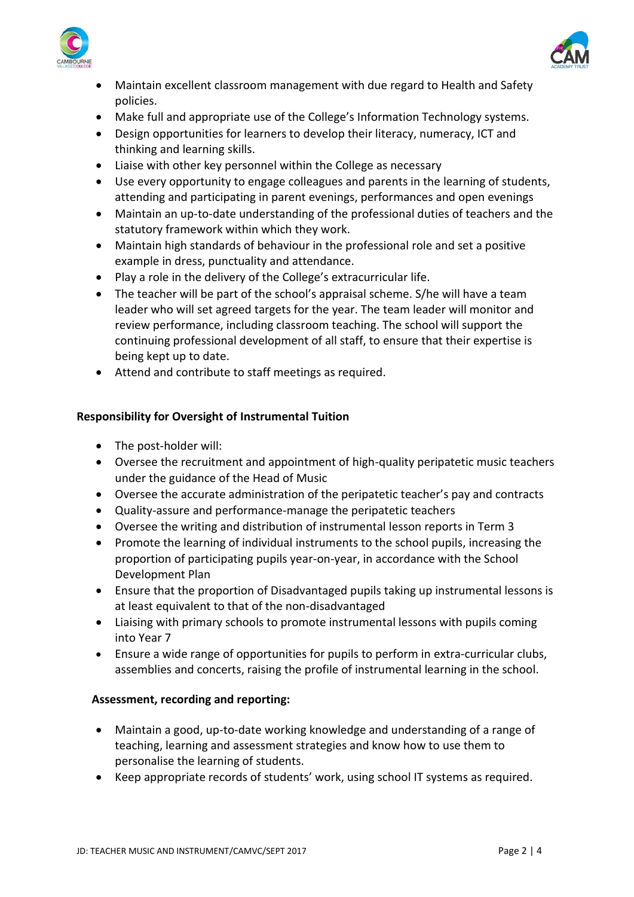- Maintain excellent classroom management with due regard to Health and Safety policies.
- Make full and appropriate use of the College's Information Technology systems.
- Design opportunities for learners to develop their literacy, numeracy, ICT and thinking and learning skills.
- Liaise with other key personnel within the College as necessary
- Use every opportunity to engage colleagues and parents in the learning of students, attending and participating in parent evenings, performances and open evenings
- Maintain an up-to-date understanding of the professional duties of teachers and the statutory framework within which they work.
- Maintain high standards of behaviour in the professional role and set a positive example in dress, punctuality and attendance.
- Play a role in the delivery of the College's extracurricular life.
- The teacher will be part of the school's appraisal scheme. S/he will have a team leader who will set agreed targets for the year. The team leader will monitor and review performance, including classroom teaching. The school will support the continuing professional development of all staff, to ensure that their expertise is being kept up to date.
- Attend and contribute to staff meetings as required.

**Responsibility for Oversight of Instrumental Tuition**

- The post-holder will:
- Oversee the recruitment and appointment of high-quality peripatetic music teachers under the guidance of the Head of Music
- Oversee the accurate administration of the peripatetic teacher's pay and contracts
- Quality-assure and performance-manage the peripatetic teachers
- Oversee the writing and distribution of instrumental lesson reports in Term 3
- Promote the learning of individual instruments to the school pupils, increasing the proportion of participating pupils year-on-year, in accordance with the School Development Plan
- Ensure that the proportion of Disadvantaged pupils taking up instrumental lessons is at least equivalent to that of the non-disadvantaged
- Liaising with primary schools to promote instrumental lessons with pupils coming into Year 7
- Ensure a wide range of opportunities for pupils to perform in extra-curricular clubs, assemblies and concerts, raising the profile of instrumental learning in the school.

**Assessment, recording and reporting:**

- Maintain a good, up-to-date working knowledge and understanding of a range of teaching, learning and assessment strategies and know how to use them to personalise the learning of students.
- Keep appropriate records of students' work, using school IT systems as required.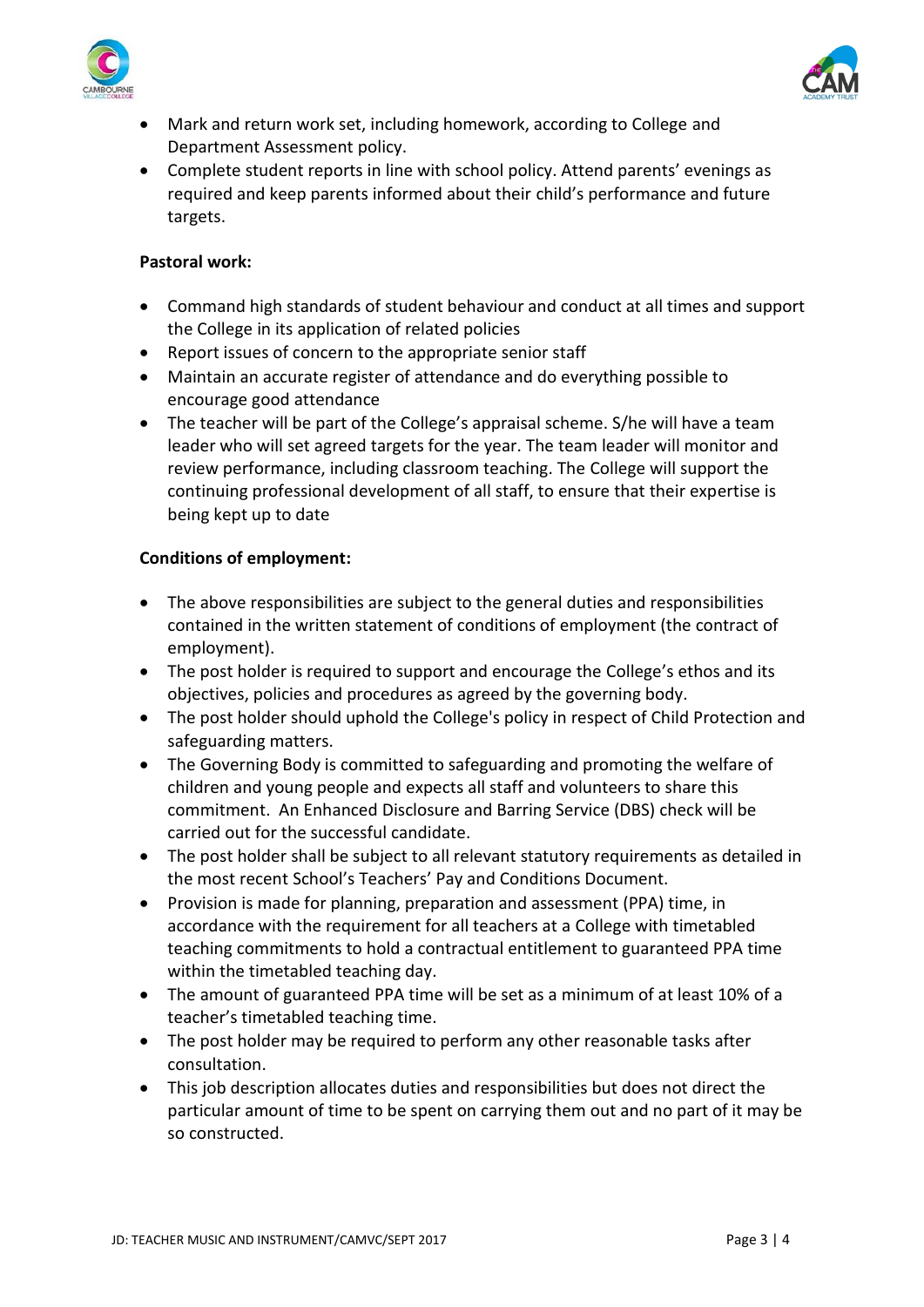- Mark and return work set, including homework, according to College and Department Assessment policy.
- Complete student reports in line with school policy. Attend parents' evenings as required and keep parents informed about their child's performance and future targets.

**Pastoral work:**

- Command high standards of student behaviour and conduct at all times and support the College in its application of related policies
- Report issues of concern to the appropriate senior staff
- Maintain an accurate register of attendance and do everything possible to encourage good attendance
- The teacher will be part of the College's appraisal scheme. S/he will have a team leader who will set agreed targets for the year. The team leader will monitor and review performance, including classroom teaching. The College will support the continuing professional development of all staff, to ensure that their expertise is being kept up to date

**Conditions of employment:**

- The above responsibilities are subject to the general duties and responsibilities contained in the written statement of conditions of employment (the contract of employment).
- The post holder is required to support and encourage the College's ethos and its objectives, policies and procedures as agreed by the governing body.
- The post holder should uphold the College's policy in respect of Child Protection and safeguarding matters.
- The Governing Body is committed to safeguarding and promoting the welfare of children and young people and expects all staff and volunteers to share this commitment. An Enhanced Disclosure and Barring Service (DBS) check will be carried out for the successful candidate.
- The post holder shall be subject to all relevant statutory requirements as detailed in the most recent School's Teachers' Pay and Conditions Document.
- Provision is made for planning, preparation and assessment (PPA) time, in accordance with the requirement for all teachers at a College with timetabled teaching commitments to hold a contractual entitlement to guaranteed PPA time within the timetabled teaching day.
- The amount of guaranteed PPA time will be set as a minimum of at least 10% of a teacher's timetabled teaching time.
- The post holder may be required to perform any other reasonable tasks after consultation.
- This job description allocates duties and responsibilities but does not direct the particular amount of time to be spent on carrying them out and no part of it may be so constructed.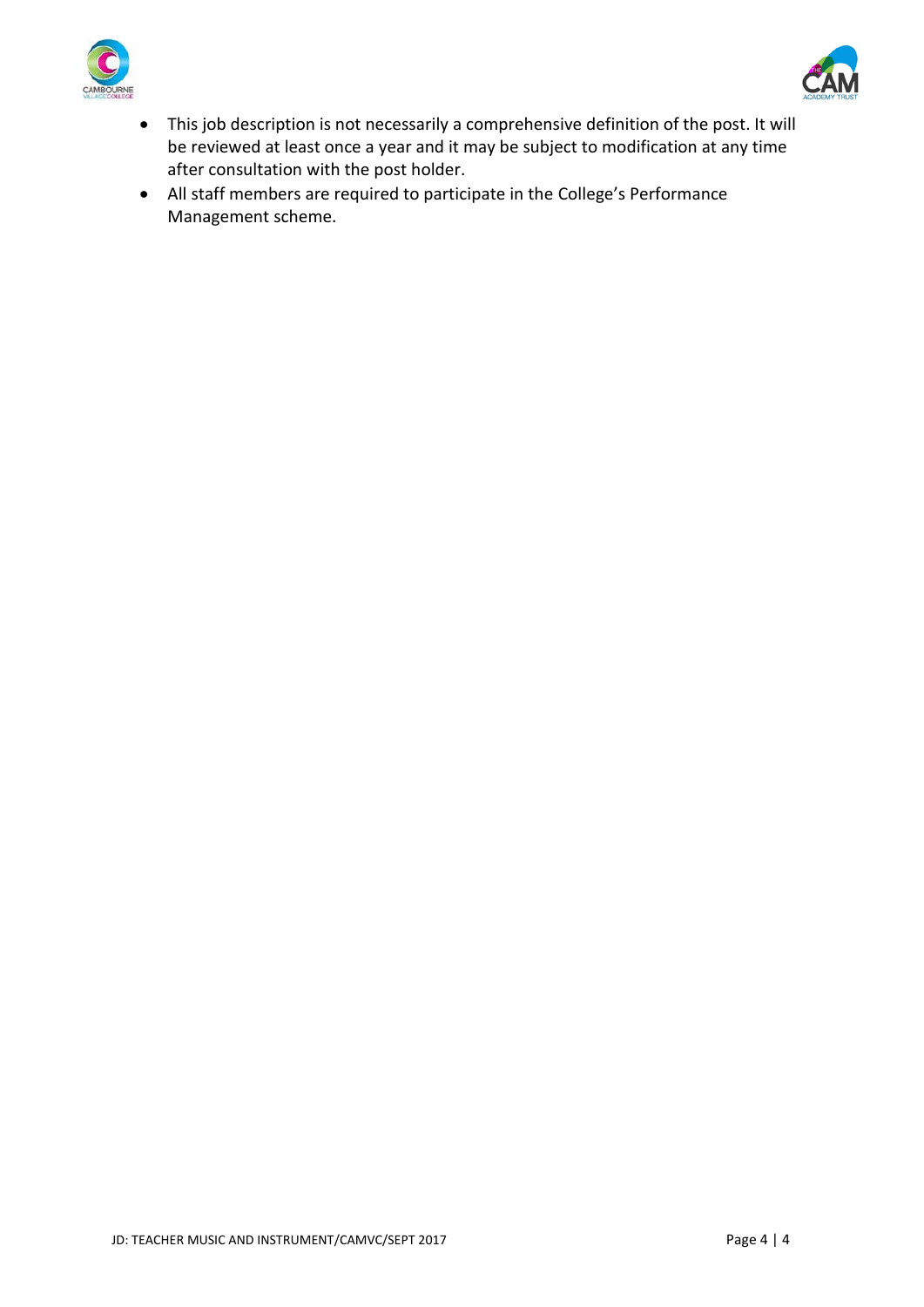- This job description is not necessarily a comprehensive definition of the post. It will be reviewed at least once a year and it may be subject to modification at any time after consultation with the post holder.
- All staff members are required to participate in the College's Performance Management scheme.